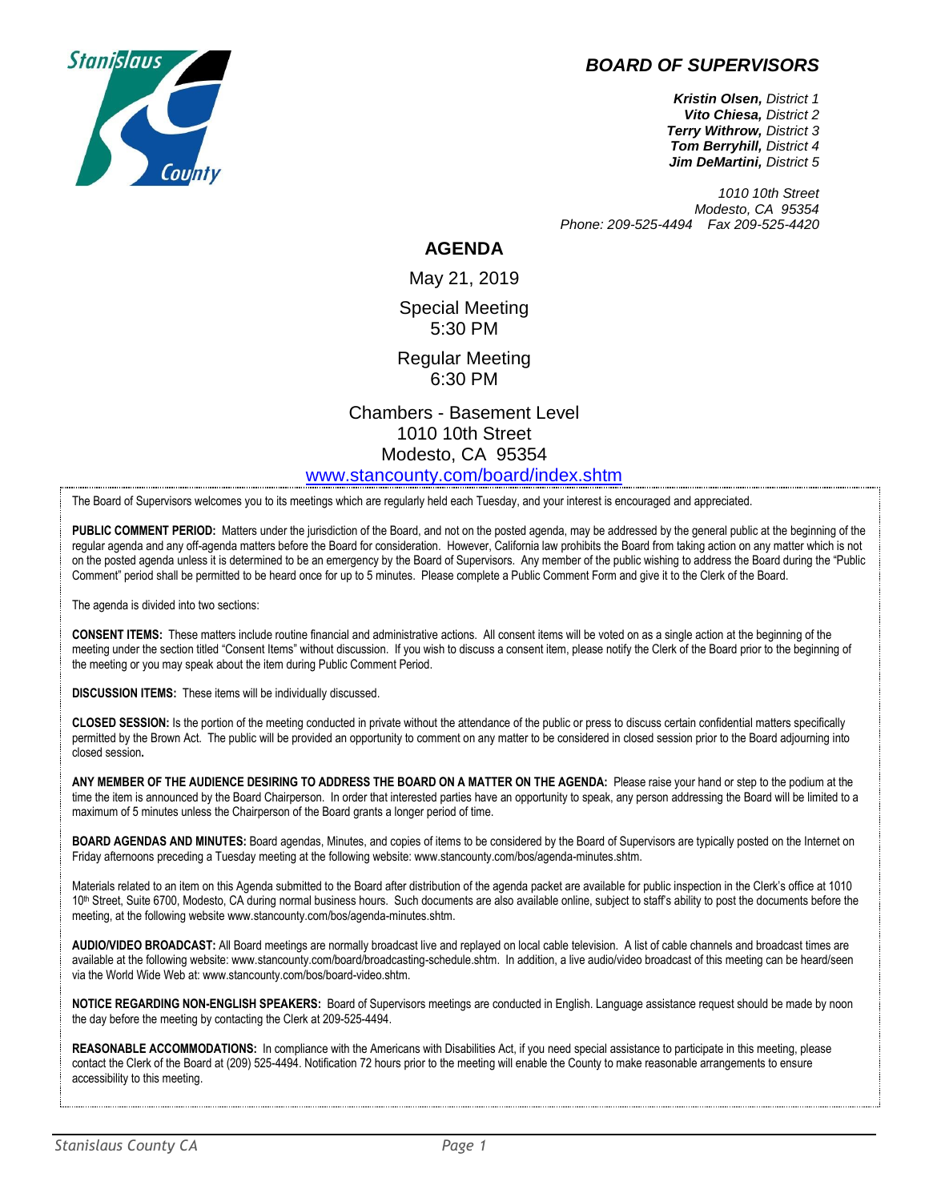# BOARD OF SUPERVISORS

***Kristin Olsen,*** *District 1*
***Vito Chiesa,*** *District 2*
***Terry Withrow,*** *District 3*
***Tom Berryhill,*** *District 4*
***Jim DeMartini,*** *District 5*

*1010 10th Street*
*Modesto, CA 95354*
*Phone: 209-525-4494 Fax 209-525-4420*

## AGENDA

May 21, 2019

Special Meeting
5:30 PM

Regular Meeting
6:30 PM

Chambers - Basement Level
1010 10th Street
Modesto, CA 95354
[www.stancounty.com/board/index.shtm](www.stancounty.com/board/index.shtm)

The Board of Supervisors welcomes you to its meetings which are regularly held each Tuesday, and your interest is encouraged and appreciated.

**PUBLIC COMMENT PERIOD:** Matters under the jurisdiction of the Board, and not on the posted agenda, may be addressed by the general public at the beginning of the regular agenda and any off-agenda matters before the Board for consideration. However, California law prohibits the Board from taking action on any matter which is not on the posted agenda unless it is determined to be an emergency by the Board of Supervisors. Any member of the public wishing to address the Board during the "Public Comment" period shall be permitted to be heard once for up to 5 minutes. Please complete a Public Comment Form and give it to the Clerk of the Board.

The agenda is divided into two sections:

**CONSENT ITEMS:** These matters include routine financial and administrative actions. All consent items will be voted on as a single action at the beginning of the meeting under the section titled "Consent Items" without discussion. If you wish to discuss a consent item, please notify the Clerk of the Board prior to the beginning of the meeting or you may speak about the item during Public Comment Period.

**DISCUSSION ITEMS:** These items will be individually discussed.

**CLOSED SESSION:** Is the portion of the meeting conducted in private without the attendance of the public or press to discuss certain confidential matters specifically permitted by the Brown Act. The public will be provided an opportunity to comment on any matter to be considered in closed session prior to the Board adjourning into closed session**.**

**ANY MEMBER OF THE AUDIENCE DESIRING TO ADDRESS THE BOARD ON A MATTER ON THE AGENDA:** Please raise your hand or step to the podium at the time the item is announced by the Board Chairperson. In order that interested parties have an opportunity to speak, any person addressing the Board will be limited to a maximum of 5 minutes unless the Chairperson of the Board grants a longer period of time.

**BOARD AGENDAS AND MINUTES:** Board agendas, Minutes, and copies of items to be considered by the Board of Supervisors are typically posted on the Internet on Friday afternoons preceding a Tuesday meeting at the following website: www.stancounty.com/bos/agenda-minutes.shtm.

Materials related to an item on this Agenda submitted to the Board after distribution of the agenda packet are available for public inspection in the Clerk's office at 1010 10th Street, Suite 6700, Modesto, CA during normal business hours. Such documents are also available online, subject to staff's ability to post the documents before the meeting, at the following website www.stancounty.com/bos/agenda-minutes.shtm.

**AUDIO/VIDEO BROADCAST:** All Board meetings are normally broadcast live and replayed on local cable television. A list of cable channels and broadcast times are available at the following website: www.stancounty.com/board/broadcasting-schedule.shtm. In addition, a live audio/video broadcast of this meeting can be heard/seen via the World Wide Web at: www.stancounty.com/bos/board-video.shtm.

**NOTICE REGARDING NON-ENGLISH SPEAKERS:** Board of Supervisors meetings are conducted in English. Language assistance request should be made by noon the day before the meeting by contacting the Clerk at 209-525-4494.

**REASONABLE ACCOMMODATIONS:** In compliance with the Americans with Disabilities Act, if you need special assistance to participate in this meeting, please contact the Clerk of the Board at (209) 525-4494. Notification 72 hours prior to the meeting will enable the County to make reasonable arrangements to ensure accessibility to this meeting.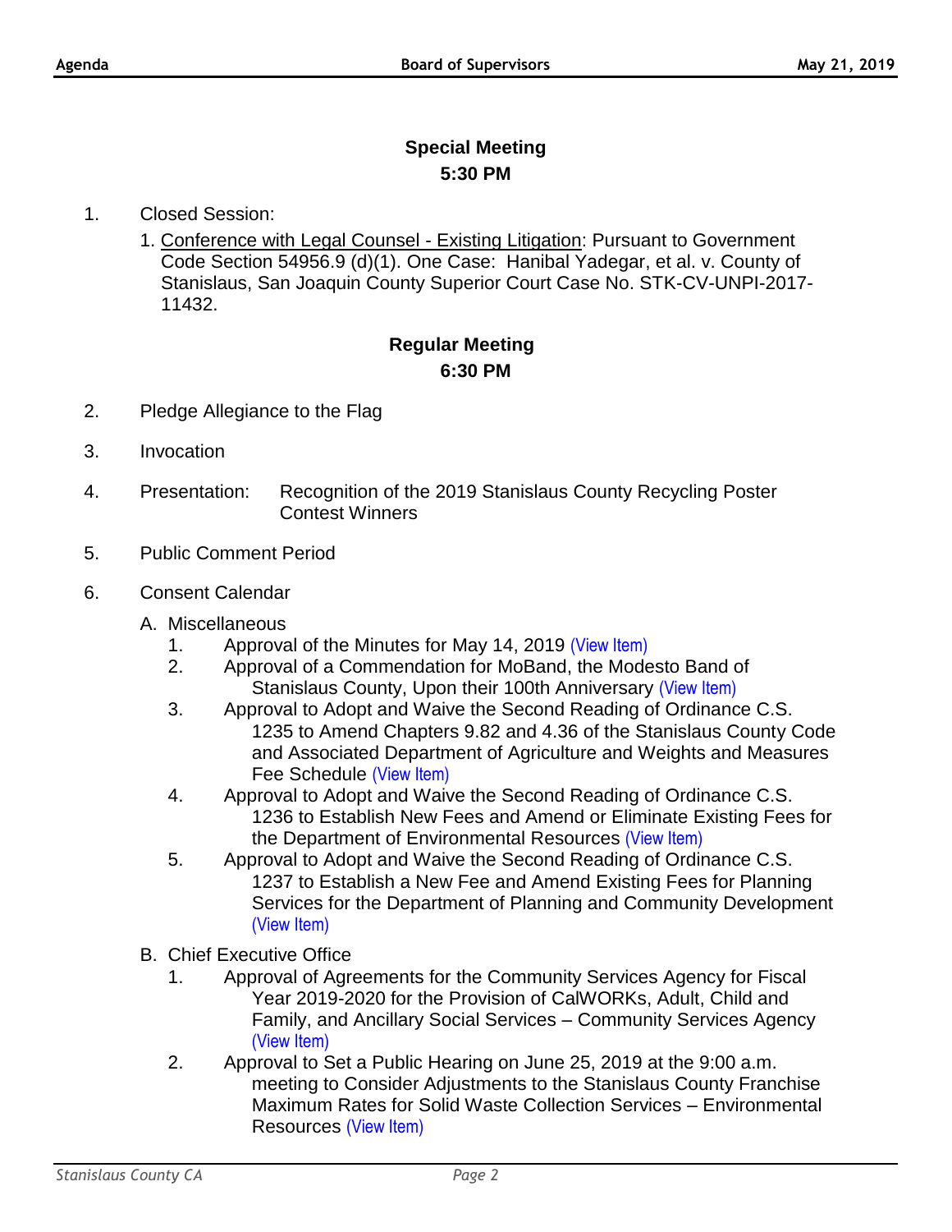## Special Meeting
## 5:30 PM

1. Closed Session:

   1. <u>Conference with Legal Counsel - Existing Litigation</u>: Pursuant to Government Code Section 54956.9 (d)(1). One Case: Hanibal Yadegar, et al. v. County of Stanislaus, San Joaquin County Superior Court Case No. STK-CV-UNPI-2017-11432.

## Regular Meeting
## 6:30 PM

2. Pledge Allegiance to the Flag

3. Invocation

4. Presentation: Recognition of the 2019 Stanislaus County Recycling Poster Contest Winners

5. Public Comment Period

6. Consent Calendar

   A. Miscellaneous
      1. Approval of the Minutes for May 14, 2019 (View Item)
      2. Approval of a Commendation for MoBand, the Modesto Band of Stanislaus County, Upon their 100th Anniversary (View Item)
      3. Approval to Adopt and Waive the Second Reading of Ordinance C.S. 1235 to Amend Chapters 9.82 and 4.36 of the Stanislaus County Code and Associated Department of Agriculture and Weights and Measures Fee Schedule (View Item)
      4. Approval to Adopt and Waive the Second Reading of Ordinance C.S. 1236 to Establish New Fees and Amend or Eliminate Existing Fees for the Department of Environmental Resources (View Item)
      5. Approval to Adopt and Waive the Second Reading of Ordinance C.S. 1237 to Establish a New Fee and Amend Existing Fees for Planning Services for the Department of Planning and Community Development (View Item)

   B. Chief Executive Office
      1. Approval of Agreements for the Community Services Agency for Fiscal Year 2019-2020 for the Provision of CalWORKs, Adult, Child and Family, and Ancillary Social Services – Community Services Agency (View Item)
      2. Approval to Set a Public Hearing on June 25, 2019 at the 9:00 a.m. meeting to Consider Adjustments to the Stanislaus County Franchise Maximum Rates for Solid Waste Collection Services – Environmental Resources (View Item)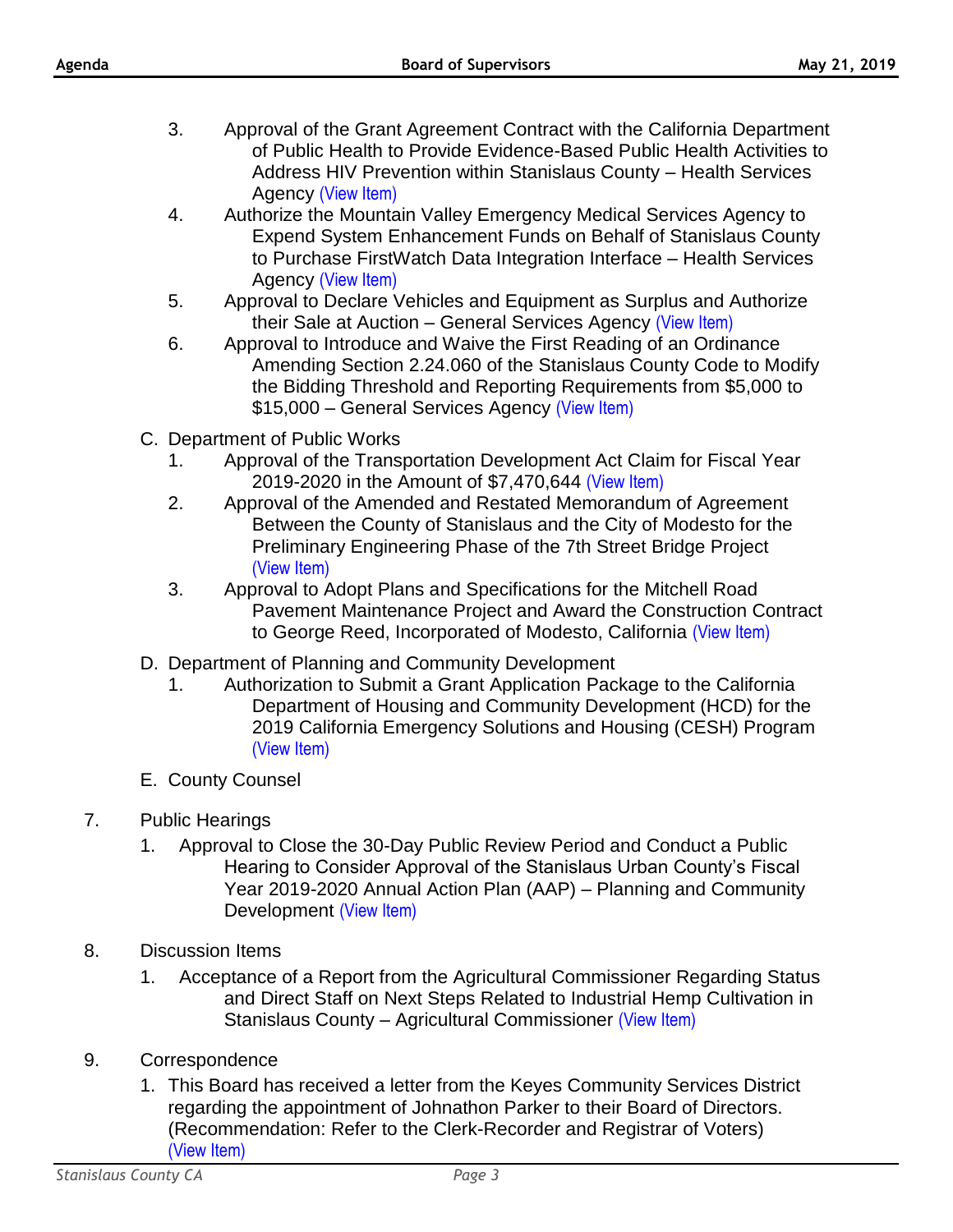3. Approval of the Grant Agreement Contract with the California Department of Public Health to Provide Evidence-Based Public Health Activities to Address HIV Prevention within Stanislaus County – Health Services Agency (View Item)
4. Authorize the Mountain Valley Emergency Medical Services Agency to Expend System Enhancement Funds on Behalf of Stanislaus County to Purchase FirstWatch Data Integration Interface – Health Services Agency (View Item)
5. Approval to Declare Vehicles and Equipment as Surplus and Authorize their Sale at Auction – General Services Agency (View Item)
6. Approval to Introduce and Waive the First Reading of an Ordinance Amending Section 2.24.060 of the Stanislaus County Code to Modify the Bidding Threshold and Reporting Requirements from $5,000 to $15,000 – General Services Agency (View Item)

C. Department of Public Works
   1. Approval of the Transportation Development Act Claim for Fiscal Year 2019-2020 in the Amount of $7,470,644 (View Item)
   2. Approval of the Amended and Restated Memorandum of Agreement Between the County of Stanislaus and the City of Modesto for the Preliminary Engineering Phase of the 7th Street Bridge Project (View Item)
   3. Approval to Adopt Plans and Specifications for the Mitchell Road Pavement Maintenance Project and Award the Construction Contract to George Reed, Incorporated of Modesto, California (View Item)

D. Department of Planning and Community Development
   1. Authorization to Submit a Grant Application Package to the California Department of Housing and Community Development (HCD) for the 2019 California Emergency Solutions and Housing (CESH) Program (View Item)

E. County Counsel

7. Public Hearings
   1. Approval to Close the 30-Day Public Review Period and Conduct a Public Hearing to Consider Approval of the Stanislaus Urban County's Fiscal Year 2019-2020 Annual Action Plan (AAP) – Planning and Community Development (View Item)

8. Discussion Items
   1. Acceptance of a Report from the Agricultural Commissioner Regarding Status and Direct Staff on Next Steps Related to Industrial Hemp Cultivation in Stanislaus County – Agricultural Commissioner (View Item)

9. Correspondence
   1. This Board has received a letter from the Keyes Community Services District regarding the appointment of Johnathon Parker to their Board of Directors. (Recommendation: Refer to the Clerk-Recorder and Registrar of Voters) (View Item)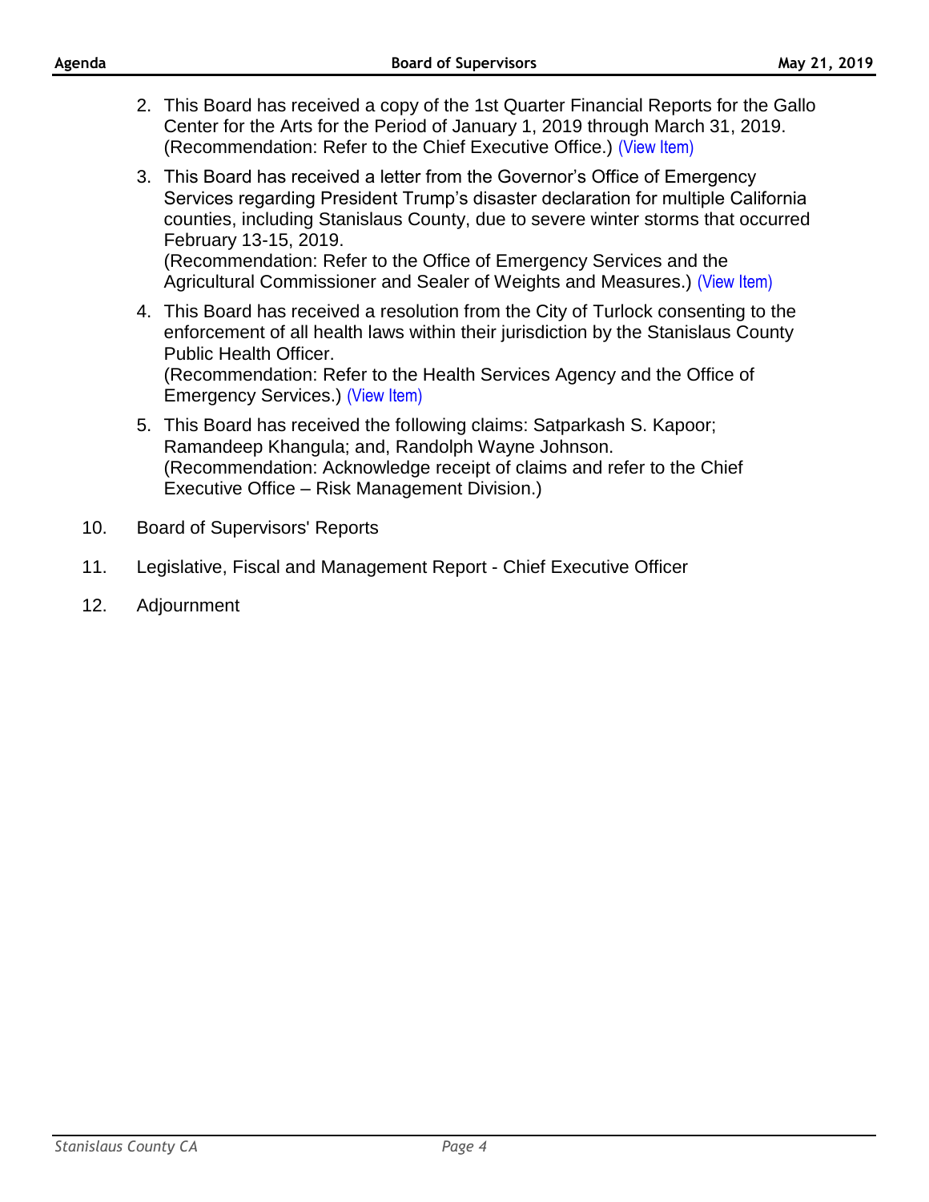2. This Board has received a copy of the 1st Quarter Financial Reports for the Gallo Center for the Arts for the Period of January 1, 2019 through March 31, 2019. (Recommendation: Refer to the Chief Executive Office.) (View Item)

3. This Board has received a letter from the Governor's Office of Emergency Services regarding President Trump's disaster declaration for multiple California counties, including Stanislaus County, due to severe winter storms that occurred February 13-15, 2019.
   (Recommendation: Refer to the Office of Emergency Services and the Agricultural Commissioner and Sealer of Weights and Measures.) (View Item)

4. This Board has received a resolution from the City of Turlock consenting to the enforcement of all health laws within their jurisdiction by the Stanislaus County Public Health Officer.
   (Recommendation: Refer to the Health Services Agency and the Office of Emergency Services.) (View Item)

5. This Board has received the following claims: Satparkash S. Kapoor; Ramandeep Khangula; and, Randolph Wayne Johnson.
   (Recommendation: Acknowledge receipt of claims and refer to the Chief Executive Office – Risk Management Division.)

10. Board of Supervisors' Reports

11. Legislative, Fiscal and Management Report - Chief Executive Officer

12. Adjournment